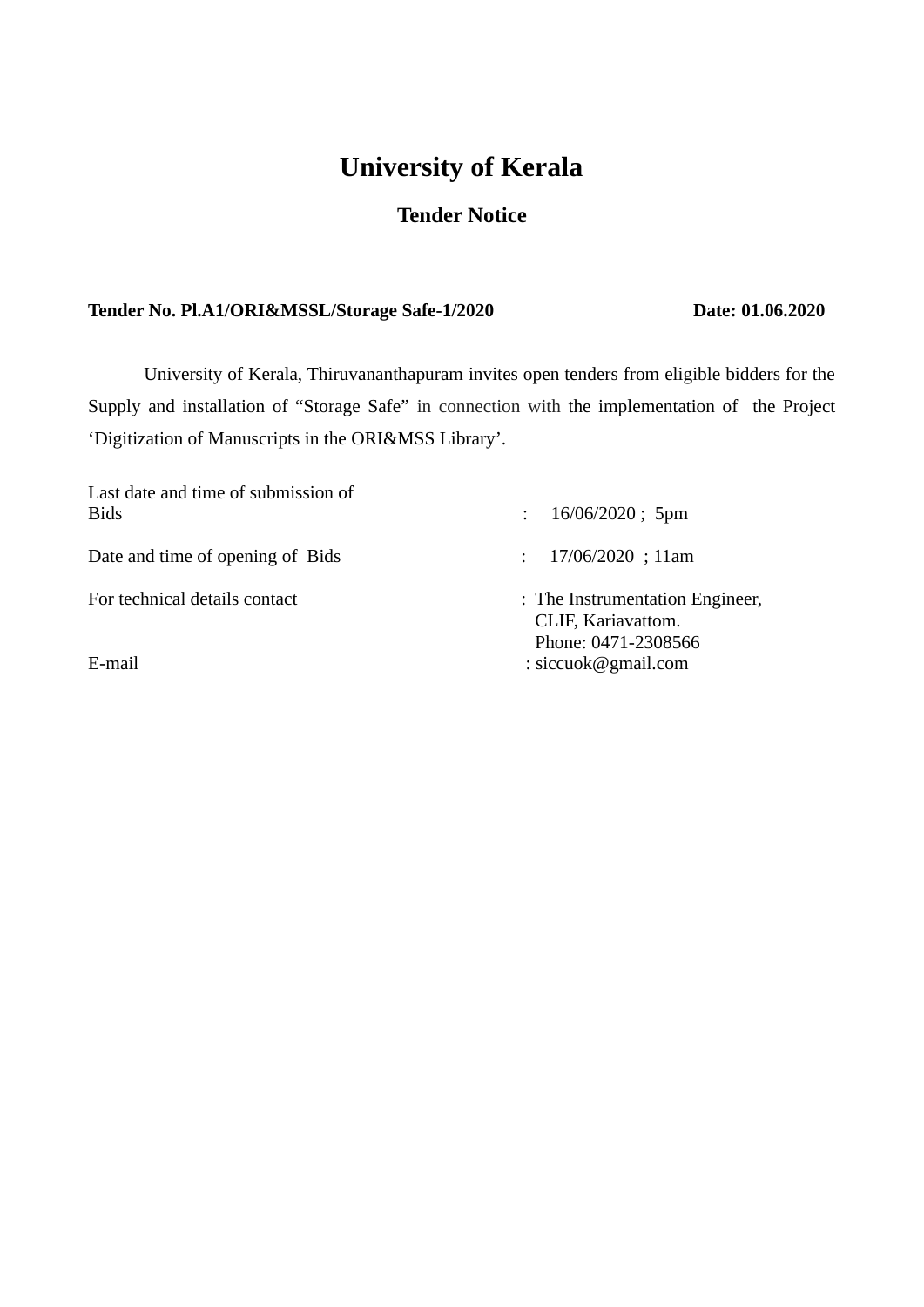# University of Kerala

## Tender Notice

**Tender No. Pl.A1/ORI&MSSL/Storage Safe-1/2020** **Date: 01.06.2020**

University of Kerala, Thiruvananthapuram invites open tenders from eligible bidders for the Supply and installation of "Storage Safe" in connection with the implementation of the Project 'Digitization of Manuscripts in the ORI&MSS Library'.

| | | |
|---|---|---|
| Last date and time of submission of Bids | : | 16/06/2020 ; 5pm |
| Date and time of opening of Bids | : | 17/06/2020 ; 11am |
| For technical details contact | : | The Instrumentation Engineer, CLIF, Kariavattom. Phone: 0471-2308566 |
| E-mail | : | siccuok@gmail.com |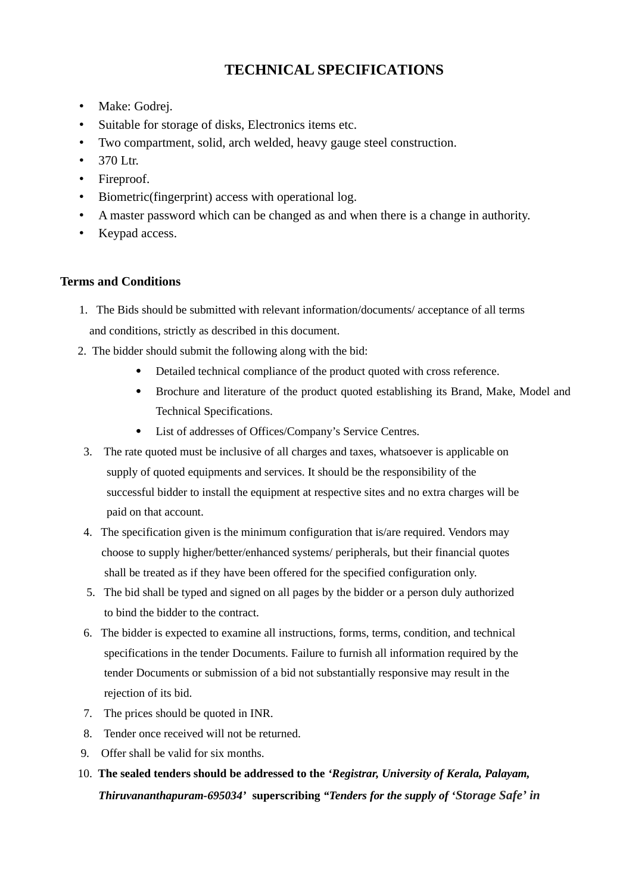# TECHNICAL SPECIFICATIONS

- Make: Godrej.
- Suitable for storage of disks, Electronics items etc.
- Two compartment, solid, arch welded, heavy gauge steel construction.
- 370 Ltr.
- Fireproof.
- Biometric(fingerprint) access with operational log.
- A master password which can be changed as and when there is a change in authority.
- Keypad access.

## Terms and Conditions

1. The Bids should be submitted with relevant information/documents/ acceptance of all terms and conditions, strictly as described in this document.
2. The bidder should submit the following along with the bid:
   - Detailed technical compliance of the product quoted with cross reference.
   - Brochure and literature of the product quoted establishing its Brand, Make, Model and Technical Specifications.
   - List of addresses of Offices/Company's Service Centres.
3. The rate quoted must be inclusive of all charges and taxes, whatsoever is applicable on supply of quoted equipments and services. It should be the responsibility of the successful bidder to install the equipment at respective sites and no extra charges will be paid on that account.
4. The specification given is the minimum configuration that is/are required. Vendors may choose to supply higher/better/enhanced systems/ peripherals, but their financial quotes shall be treated as if they have been offered for the specified configuration only.
5. The bid shall be typed and signed on all pages by the bidder or a person duly authorized to bind the bidder to the contract.
6. The bidder is expected to examine all instructions, forms, terms, condition, and technical specifications in the tender Documents. Failure to furnish all information required by the tender Documents or submission of a bid not substantially responsive may result in the rejection of its bid.
7. The prices should be quoted in INR.
8. Tender once received will not be returned.
9. Offer shall be valid for six months.
10. **The sealed tenders should be addressed to the *'Registrar, University of Kerala, Palayam, Thiruvananthapuram-695034'* superscribing *"Tenders for the supply of 'Storage Safe' in***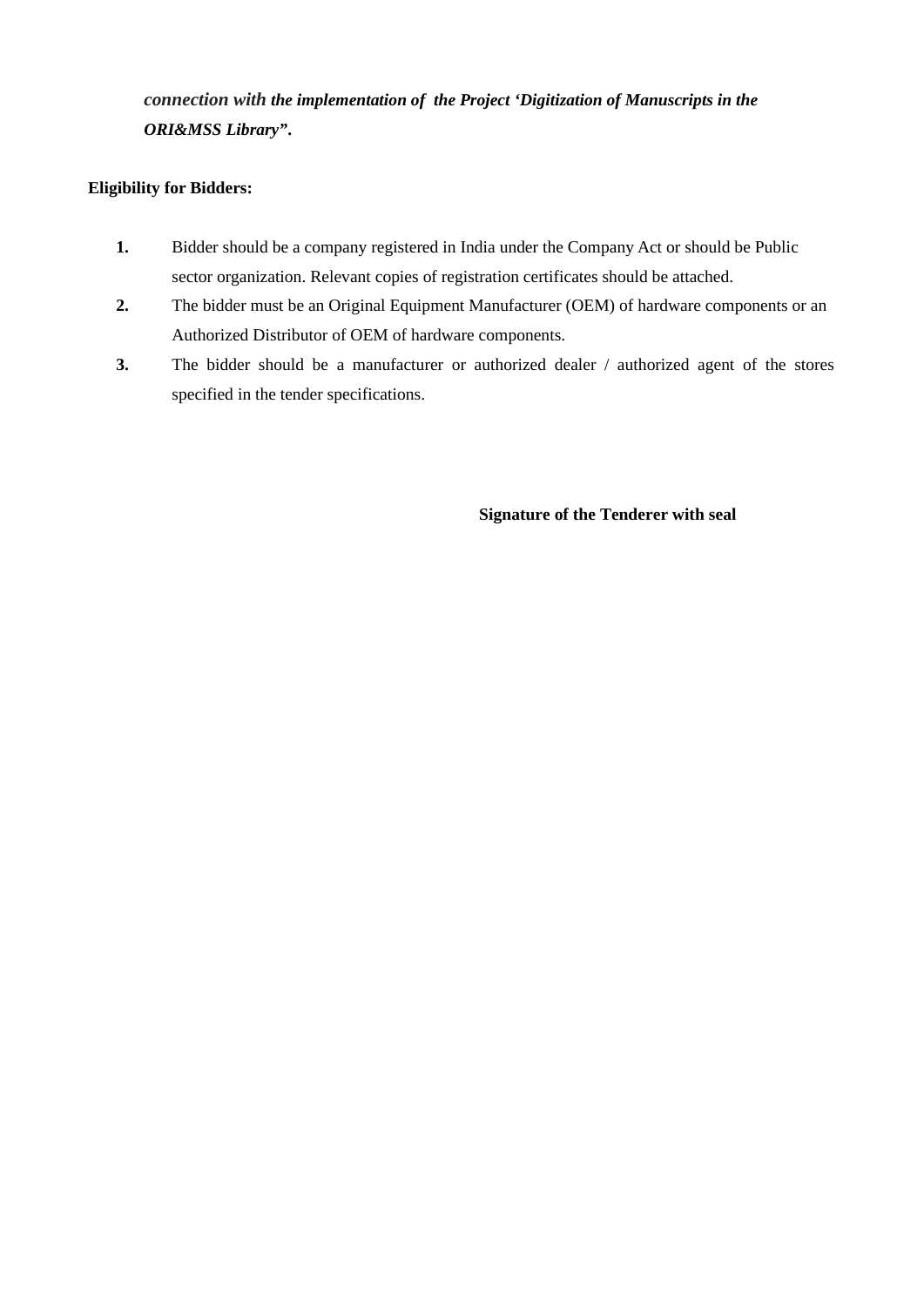*connection with the implementation of the Project 'Digitization of Manuscripts in the ORI&MSS Library".*

**Eligibility for Bidders:**

1. Bidder should be a company registered in India under the Company Act or should be Public sector organization. Relevant copies of registration certificates should be attached.
2. The bidder must be an Original Equipment Manufacturer (OEM) of hardware components or an Authorized Distributor of OEM of hardware components.
3. The bidder should be a manufacturer or authorized dealer / authorized agent of the stores specified in the tender specifications.

**Signature of the Tenderer with seal**